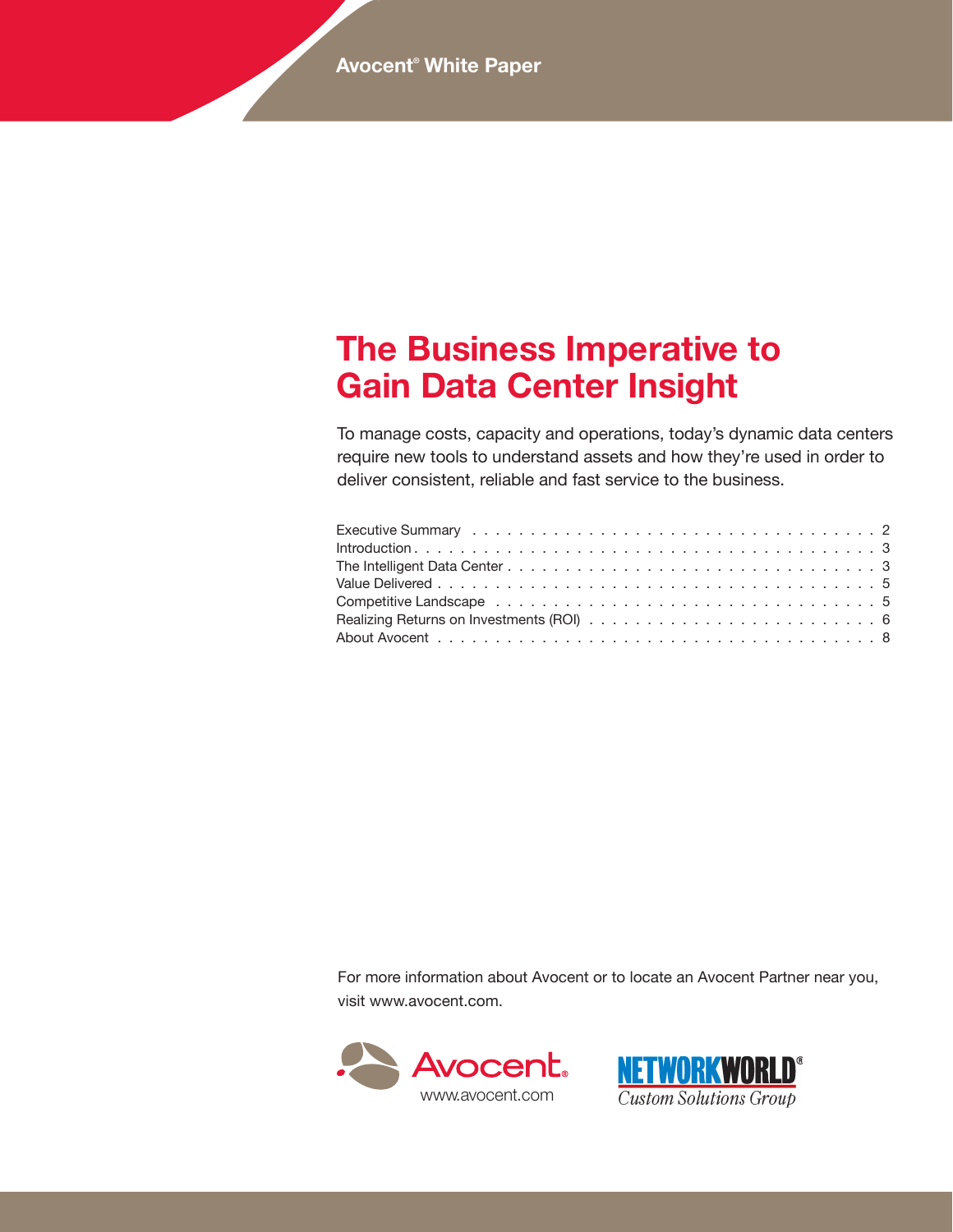Avocent® White Paper

# The Business Imperative to Gain Data Center Insight

To manage costs, capacity and operations, today's dynamic data centers require new tools to understand assets and how they're used in order to deliver consistent, reliable and fast service to the business.

| | |
|---|---|
| Executive Summary | 2 |
| Introduction | 3 |
| The Intelligent Data Center | 3 |
| Value Delivered | 5 |
| Competitive Landscape | 5 |
| Realizing Returns on Investments (ROI) | 6 |
| About Avocent | 8 |

For more information about Avocent or to locate an Avocent Partner near you, visit www.avocent.com.

Avocent
www.avocent.com

NETWORKWORLD®
Custom Solutions Group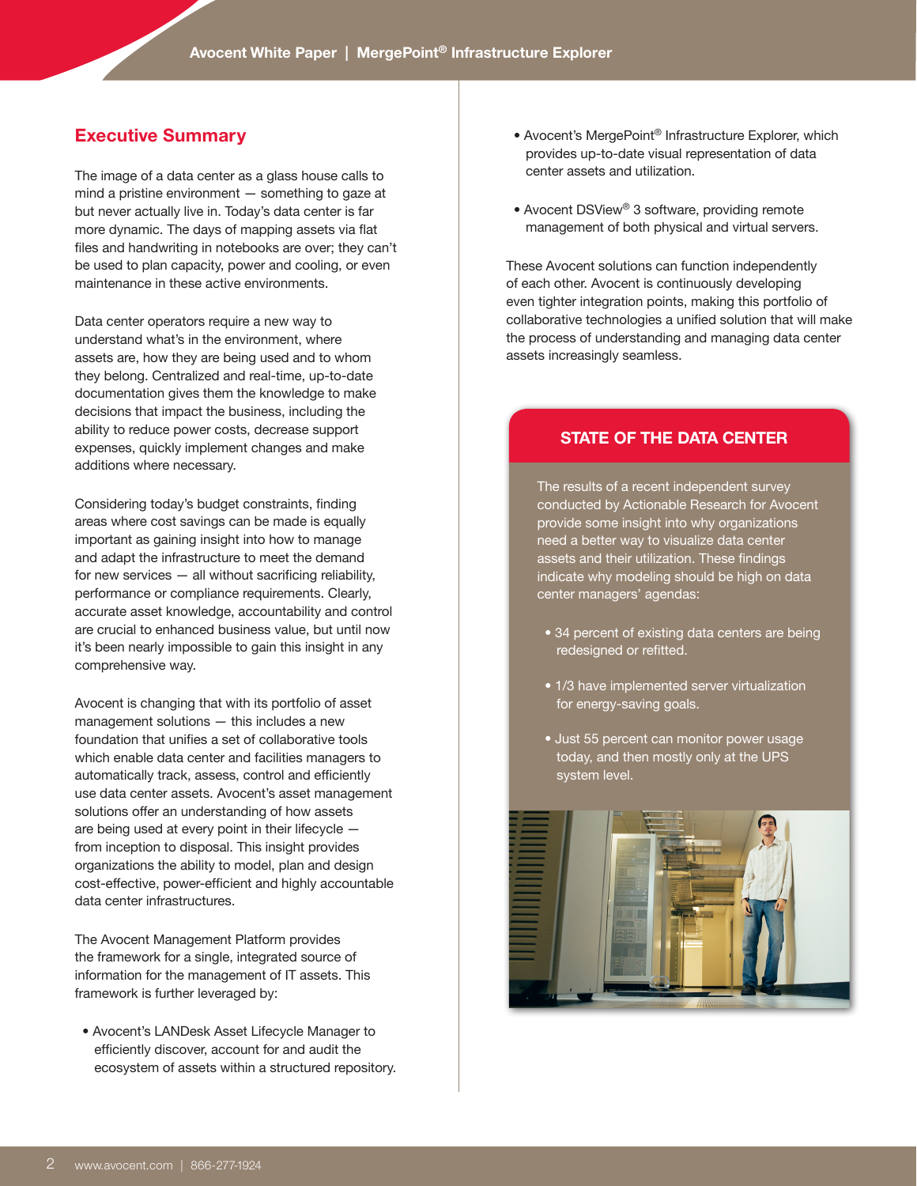## Executive Summary

The image of a data center as a glass house calls to mind a pristine environment — something to gaze at but never actually live in. Today's data center is far more dynamic. The days of mapping assets via flat files and handwriting in notebooks are over; they can't be used to plan capacity, power and cooling, or even maintenance in these active environments.

Data center operators require a new way to understand what's in the environment, where assets are, how they are being used and to whom they belong. Centralized and real-time, up-to-date documentation gives them the knowledge to make decisions that impact the business, including the ability to reduce power costs, decrease support expenses, quickly implement changes and make additions where necessary.

Considering today's budget constraints, finding areas where cost savings can be made is equally important as gaining insight into how to manage and adapt the infrastructure to meet the demand for new services — all without sacrificing reliability, performance or compliance requirements. Clearly, accurate asset knowledge, accountability and control are crucial to enhanced business value, but until now it's been nearly impossible to gain this insight in any comprehensive way.

Avocent is changing that with its portfolio of asset management solutions — this includes a new foundation that unifies a set of collaborative tools which enable data center and facilities managers to automatically track, assess, control and efficiently use data center assets. Avocent's asset management solutions offer an understanding of how assets are being used at every point in their lifecycle — from inception to disposal. This insight provides organizations the ability to model, plan and design cost-effective, power-efficient and highly accountable data center infrastructures.

The Avocent Management Platform provides the framework for a single, integrated source of information for the management of IT assets. This framework is further leveraged by:

- Avocent's LANDesk Asset Lifecycle Manager to efficiently discover, account for and audit the ecosystem of assets within a structured repository.
- Avocent's MergePoint® Infrastructure Explorer, which provides up-to-date visual representation of data center assets and utilization.
- Avocent DSView® 3 software, providing remote management of both physical and virtual servers.

These Avocent solutions can function independently of each other. Avocent is continuously developing even tighter integration points, making this portfolio of collaborative technologies a unified solution that will make the process of understanding and managing data center assets increasingly seamless.

### STATE OF THE DATA CENTER

The results of a recent independent survey conducted by Actionable Research for Avocent provide some insight into why organizations need a better way to visualize data center assets and their utilization. These findings indicate why modeling should be high on data center managers' agendas:

- 34 percent of existing data centers are being redesigned or refitted.
- 1/3 have implemented server virtualization for energy-saving goals.
- Just 55 percent can monitor power usage today, and then mostly only at the UPS system level.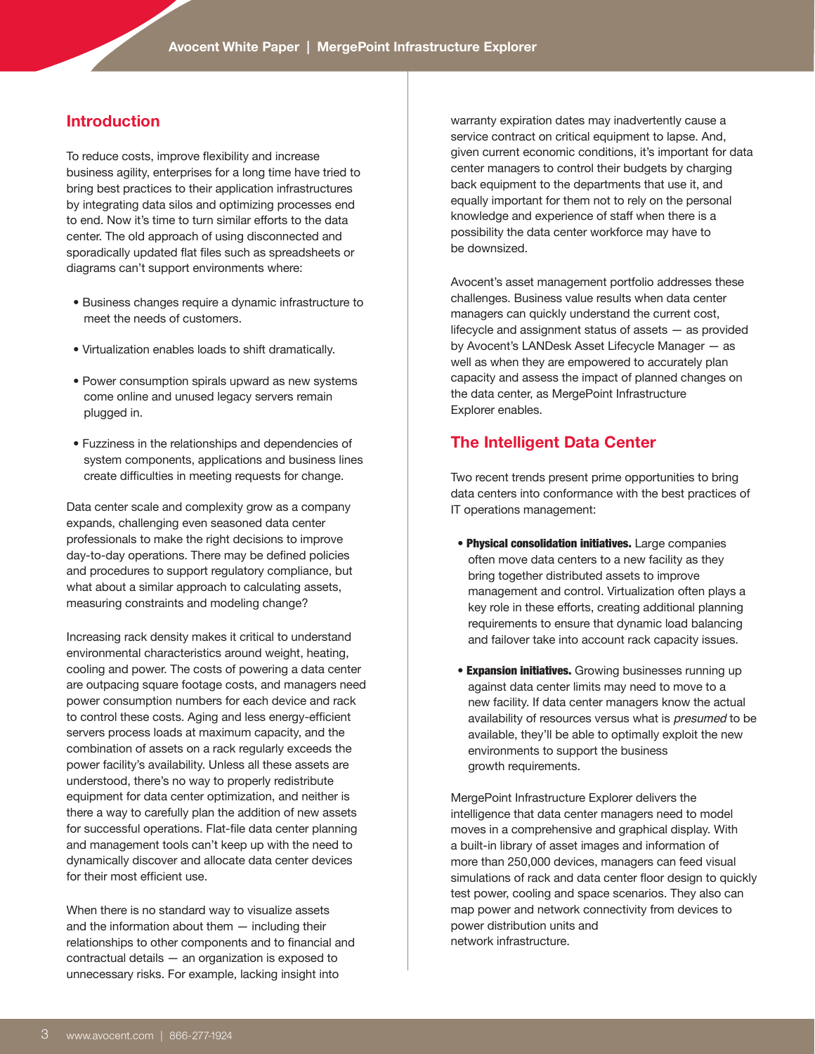## Introduction

To reduce costs, improve flexibility and increase business agility, enterprises for a long time have tried to bring best practices to their application infrastructures by integrating data silos and optimizing processes end to end. Now it's time to turn similar efforts to the data center. The old approach of using disconnected and sporadically updated flat files such as spreadsheets or diagrams can't support environments where:

- Business changes require a dynamic infrastructure to meet the needs of customers.
- Virtualization enables loads to shift dramatically.
- Power consumption spirals upward as new systems come online and unused legacy servers remain plugged in.
- Fuzziness in the relationships and dependencies of system components, applications and business lines create difficulties in meeting requests for change.

Data center scale and complexity grow as a company expands, challenging even seasoned data center professionals to make the right decisions to improve day-to-day operations. There may be defined policies and procedures to support regulatory compliance, but what about a similar approach to calculating assets, measuring constraints and modeling change?

Increasing rack density makes it critical to understand environmental characteristics around weight, heating, cooling and power. The costs of powering a data center are outpacing square footage costs, and managers need power consumption numbers for each device and rack to control these costs. Aging and less energy-efficient servers process loads at maximum capacity, and the combination of assets on a rack regularly exceeds the power facility's availability. Unless all these assets are understood, there's no way to properly redistribute equipment for data center optimization, and neither is there a way to carefully plan the addition of new assets for successful operations. Flat-file data center planning and management tools can't keep up with the need to dynamically discover and allocate data center devices for their most efficient use.

When there is no standard way to visualize assets and the information about them — including their relationships to other components and to financial and contractual details — an organization is exposed to unnecessary risks. For example, lacking insight into warranty expiration dates may inadvertently cause a service contract on critical equipment to lapse. And, given current economic conditions, it's important for data center managers to control their budgets by charging back equipment to the departments that use it, and equally important for them not to rely on the personal knowledge and experience of staff when there is a possibility the data center workforce may have to be downsized.

Avocent's asset management portfolio addresses these challenges. Business value results when data center managers can quickly understand the current cost, lifecycle and assignment status of assets — as provided by Avocent's LANDesk Asset Lifecycle Manager — as well as when they are empowered to accurately plan capacity and assess the impact of planned changes on the data center, as MergePoint Infrastructure Explorer enables.

## The Intelligent Data Center

Two recent trends present prime opportunities to bring data centers into conformance with the best practices of IT operations management:

- **Physical consolidation initiatives.** Large companies often move data centers to a new facility as they bring together distributed assets to improve management and control. Virtualization often plays a key role in these efforts, creating additional planning requirements to ensure that dynamic load balancing and failover take into account rack capacity issues.
- **Expansion initiatives.** Growing businesses running up against data center limits may need to move to a new facility. If data center managers know the actual availability of resources versus what is *presumed* to be available, they'll be able to optimally exploit the new environments to support the business growth requirements.

MergePoint Infrastructure Explorer delivers the intelligence that data center managers need to model moves in a comprehensive and graphical display. With a built-in library of asset images and information of more than 250,000 devices, managers can feed visual simulations of rack and data center floor design to quickly test power, cooling and space scenarios. They also can map power and network connectivity from devices to power distribution units and network infrastructure.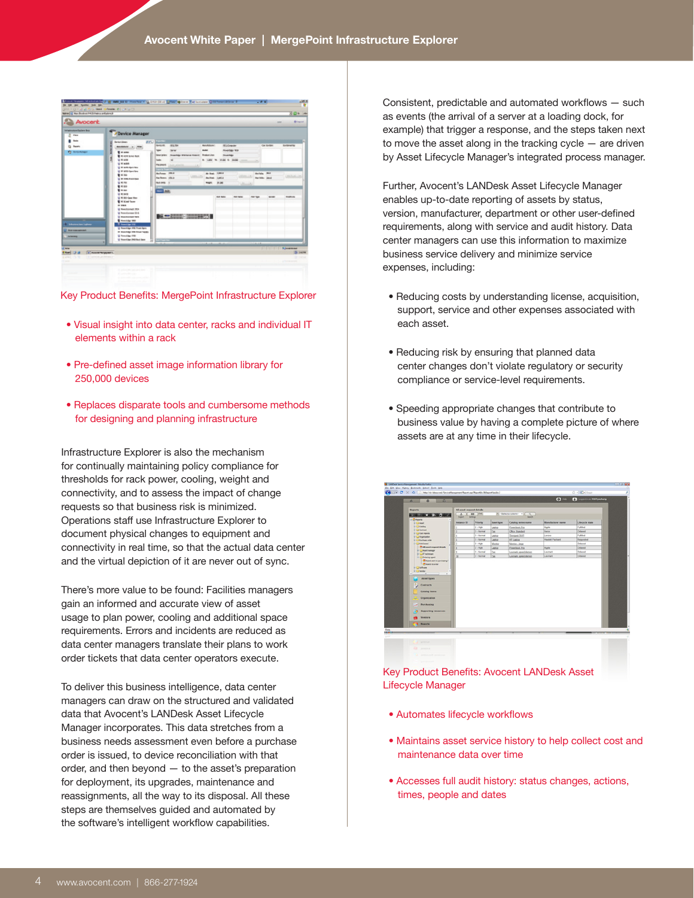Key Product Benefits: MergePoint Infrastructure Explorer

- Visual insight into data center, racks and individual IT elements within a rack
- Pre-defined asset image information library for 250,000 devices
- Replaces disparate tools and cumbersome methods for designing and planning infrastructure

Infrastructure Explorer is also the mechanism for continually maintaining policy compliance for thresholds for rack power, cooling, weight and connectivity, and to assess the impact of change requests so that business risk is minimized. Operations staff use Infrastructure Explorer to document physical changes to equipment and connectivity in real time, so that the actual data center and the virtual depiction of it are never out of sync.

There's more value to be found: Facilities managers gain an informed and accurate view of asset usage to plan power, cooling and additional space requirements. Errors and incidents are reduced as data center managers translate their plans to work order tickets that data center operators execute.

To deliver this business intelligence, data center managers can draw on the structured and validated data that Avocent's LANDesk Asset Lifecycle Manager incorporates. This data stretches from a business needs assessment even before a purchase order is issued, to device reconciliation with that order, and then beyond — to the asset's preparation for deployment, its upgrades, maintenance and reassignments, all the way to its disposal. All these steps are themselves guided and automated by the software's intelligent workflow capabilities.

Consistent, predictable and automated workflows — such as events (the arrival of a server at a loading dock, for example) that trigger a response, and the steps taken next to move the asset along in the tracking cycle — are driven by Asset Lifecycle Manager's integrated process manager.

Further, Avocent's LANDesk Asset Lifecycle Manager enables up-to-date reporting of assets by status, version, manufacturer, department or other user-defined requirements, along with service and audit history. Data center managers can use this information to maximize business service delivery and minimize service expenses, including:

- Reducing costs by understanding license, acquisition, support, service and other expenses associated with each asset.
- Reducing risk by ensuring that planned data center changes don't violate regulatory or security compliance or service-level requirements.
- Speeding appropriate changes that contribute to business value by having a complete picture of where assets are at any time in their lifecycle.

Key Product Benefits: Avocent LANDesk Asset Lifecycle Manager

- Automates lifecycle workflows
- Maintains asset service history to help collect cost and maintenance data over time
- Accesses full audit history: status changes, actions, times, people and dates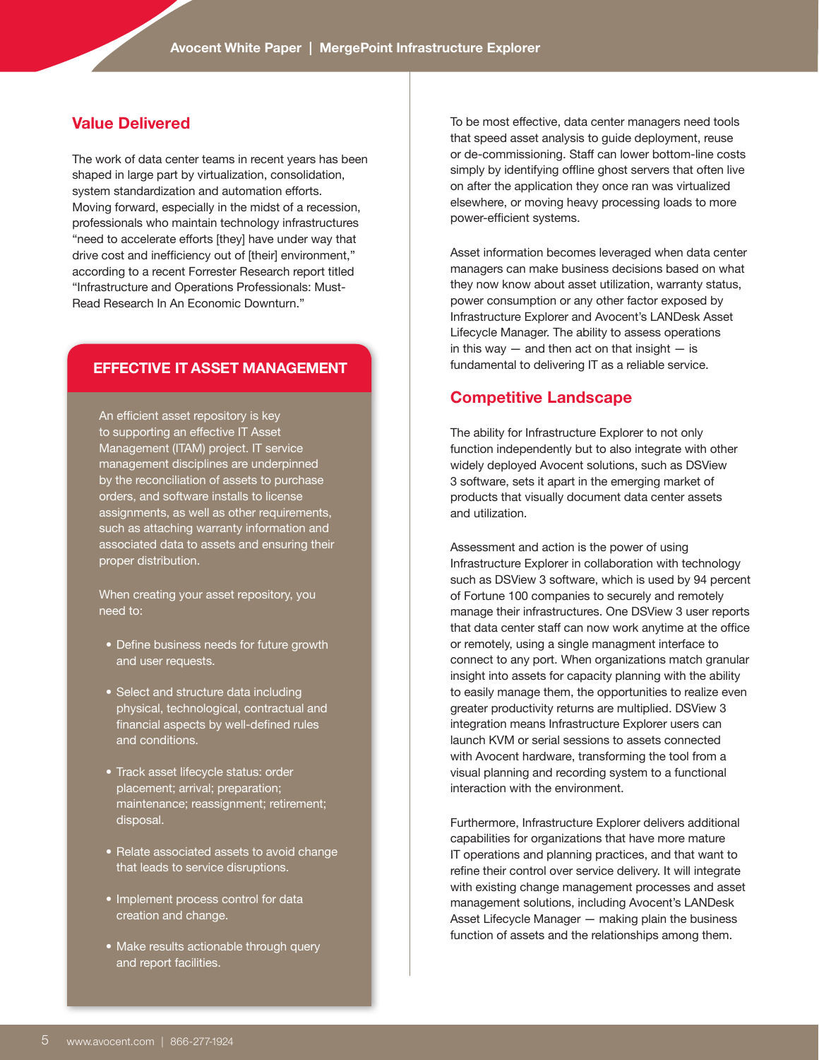## Value Delivered

The work of data center teams in recent years has been shaped in large part by virtualization, consolidation, system standardization and automation efforts. Moving forward, especially in the midst of a recession, professionals who maintain technology infrastructures "need to accelerate efforts [they] have under way that drive cost and inefficiency out of [their] environment," according to a recent Forrester Research report titled "Infrastructure and Operations Professionals: Must-Read Research In An Economic Downturn."

### EFFECTIVE IT ASSET MANAGEMENT

An efficient asset repository is key to supporting an effective IT Asset Management (ITAM) project. IT service management disciplines are underpinned by the reconciliation of assets to purchase orders, and software installs to license assignments, as well as other requirements, such as attaching warranty information and associated data to assets and ensuring their proper distribution.

When creating your asset repository, you need to:

- Define business needs for future growth and user requests.
- Select and structure data including physical, technological, contractual and financial aspects by well-defined rules and conditions.
- Track asset lifecycle status: order placement; arrival; preparation; maintenance; reassignment; retirement; disposal.
- Relate associated assets to avoid change that leads to service disruptions.
- Implement process control for data creation and change.
- Make results actionable through query and report facilities.

To be most effective, data center managers need tools that speed asset analysis to guide deployment, reuse or de-commissioning. Staff can lower bottom-line costs simply by identifying offline ghost servers that often live on after the application they once ran was virtualized elsewhere, or moving heavy processing loads to more power-efficient systems.

Asset information becomes leveraged when data center managers can make business decisions based on what they now know about asset utilization, warranty status, power consumption or any other factor exposed by Infrastructure Explorer and Avocent's LANDesk Asset Lifecycle Manager. The ability to assess operations in this way — and then act on that insight — is fundamental to delivering IT as a reliable service.

## Competitive Landscape

The ability for Infrastructure Explorer to not only function independently but to also integrate with other widely deployed Avocent solutions, such as DSView 3 software, sets it apart in the emerging market of products that visually document data center assets and utilization.

Assessment and action is the power of using Infrastructure Explorer in collaboration with technology such as DSView 3 software, which is used by 94 percent of Fortune 100 companies to securely and remotely manage their infrastructures. One DSView 3 user reports that data center staff can now work anytime at the office or remotely, using a single managment interface to connect to any port. When organizations match granular insight into assets for capacity planning with the ability to easily manage them, the opportunities to realize even greater productivity returns are multiplied. DSView 3 integration means Infrastructure Explorer users can launch KVM or serial sessions to assets connected with Avocent hardware, transforming the tool from a visual planning and recording system to a functional interaction with the environment.

Furthermore, Infrastructure Explorer delivers additional capabilities for organizations that have more mature IT operations and planning practices, and that want to refine their control over service delivery. It will integrate with existing change management processes and asset management solutions, including Avocent's LANDesk Asset Lifecycle Manager — making plain the business function of assets and the relationships among them.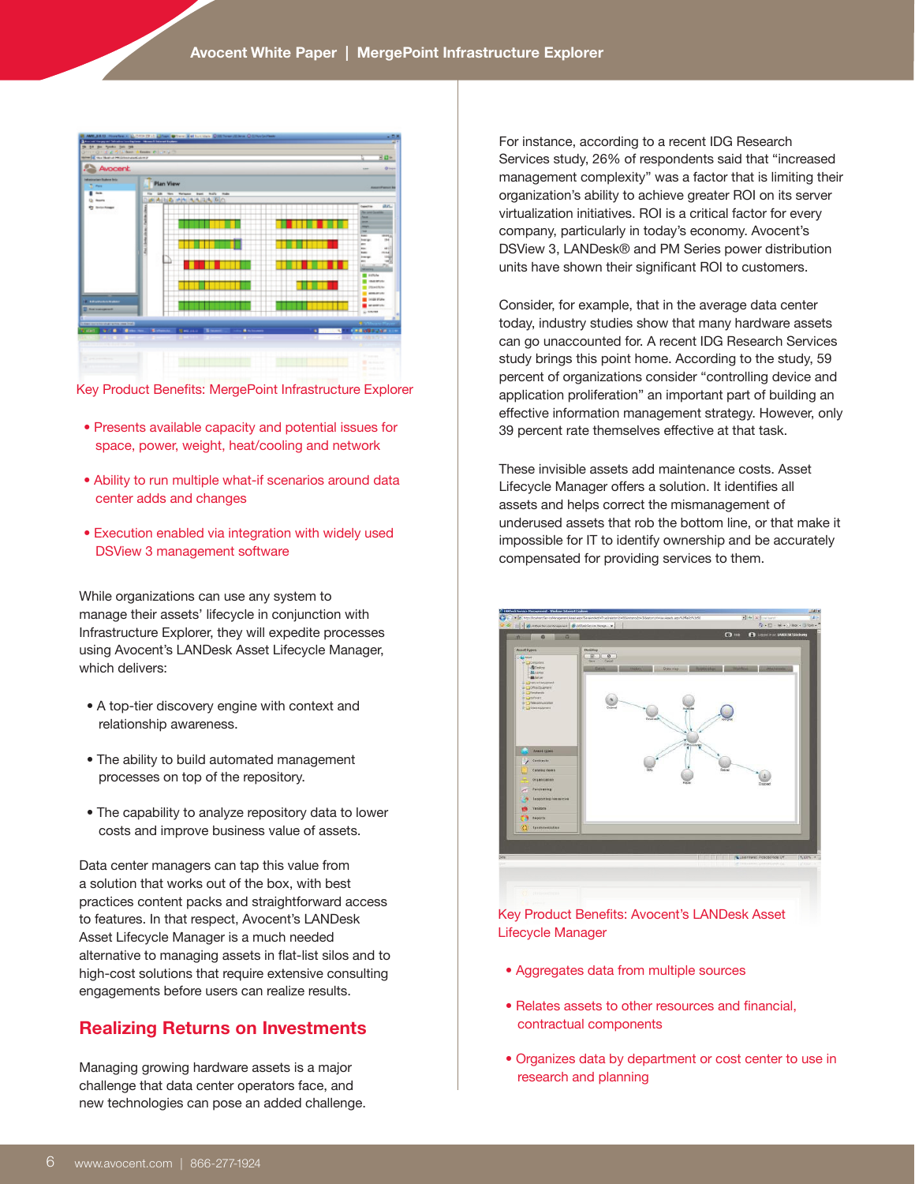Key Product Benefits: MergePoint Infrastructure Explorer

- Presents available capacity and potential issues for space, power, weight, heat/cooling and network
- Ability to run multiple what-if scenarios around data center adds and changes
- Execution enabled via integration with widely used DSView 3 management software

While organizations can use any system to manage their assets' lifecycle in conjunction with Infrastructure Explorer, they will expedite processes using Avocent's LANDesk Asset Lifecycle Manager, which delivers:

- A top-tier discovery engine with context and relationship awareness.
- The ability to build automated management processes on top of the repository.
- The capability to analyze repository data to lower costs and improve business value of assets.

Data center managers can tap this value from a solution that works out of the box, with best practices content packs and straightforward access to features. In that respect, Avocent's LANDesk Asset Lifecycle Manager is a much needed alternative to managing assets in flat-list silos and to high-cost solutions that require extensive consulting engagements before users can realize results.

## Realizing Returns on Investments

Managing growing hardware assets is a major challenge that data center operators face, and new technologies can pose an added challenge.

For instance, according to a recent IDG Research Services study, 26% of respondents said that "increased management complexity" was a factor that is limiting their organization's ability to achieve greater ROI on its server virtualization initiatives. ROI is a critical factor for every company, particularly in today's economy. Avocent's DSView 3, LANDesk® and PM Series power distribution units have shown their significant ROI to customers.

Consider, for example, that in the average data center today, industry studies show that many hardware assets can go unaccounted for. A recent IDG Research Services study brings this point home. According to the study, 59 percent of organizations consider "controlling device and application proliferation" an important part of building an effective information management strategy. However, only 39 percent rate themselves effective at that task.

These invisible assets add maintenance costs. Asset Lifecycle Manager offers a solution. It identifies all assets and helps correct the mismanagement of underused assets that rob the bottom line, or that make it impossible for IT to identify ownership and be accurately compensated for providing services to them.

Key Product Benefits: Avocent's LANDesk Asset Lifecycle Manager

- Aggregates data from multiple sources
- Relates assets to other resources and financial, contractual components
- Organizes data by department or cost center to use in research and planning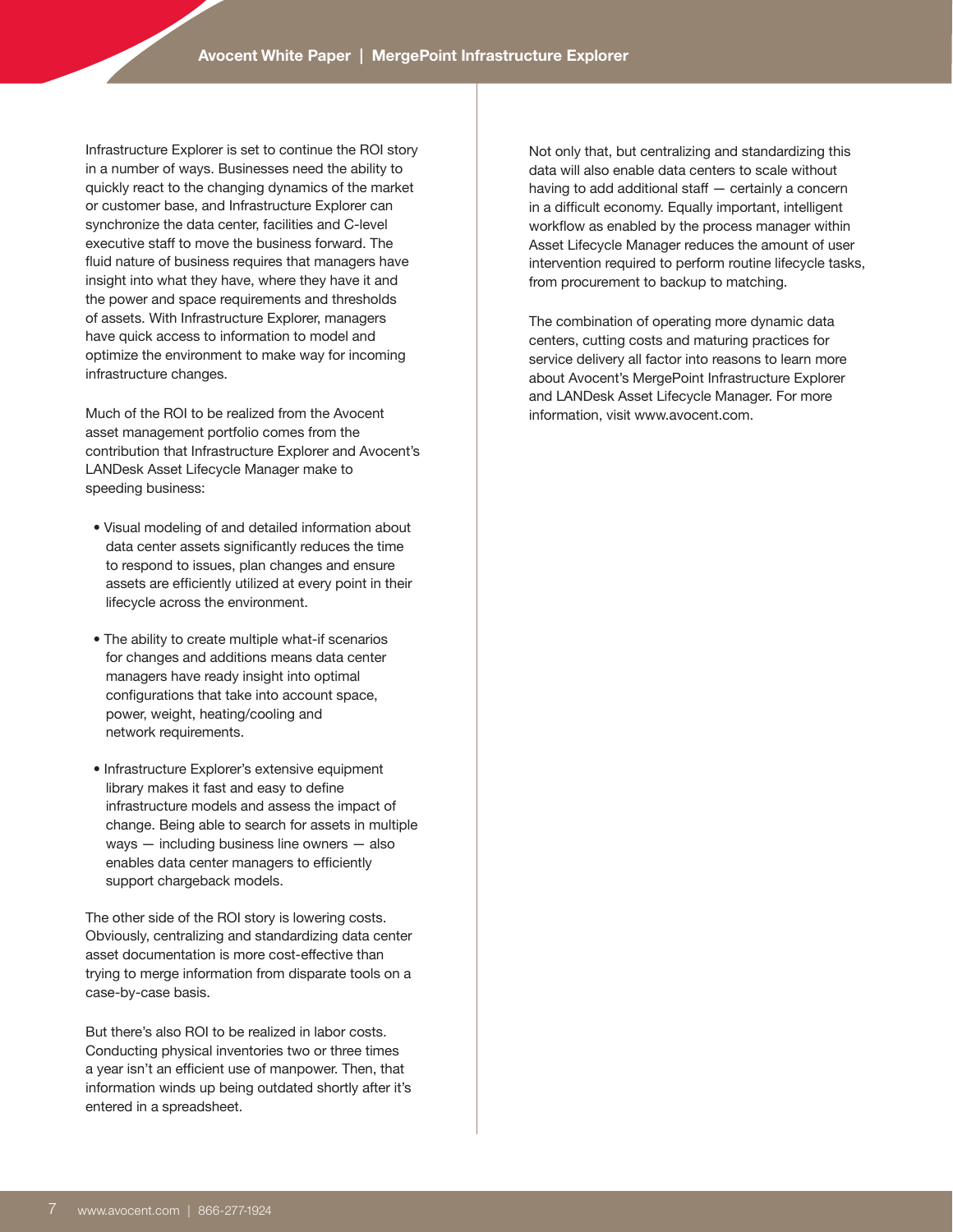Infrastructure Explorer is set to continue the ROI story in a number of ways. Businesses need the ability to quickly react to the changing dynamics of the market or customer base, and Infrastructure Explorer can synchronize the data center, facilities and C-level executive staff to move the business forward. The fluid nature of business requires that managers have insight into what they have, where they have it and the power and space requirements and thresholds of assets. With Infrastructure Explorer, managers have quick access to information to model and optimize the environment to make way for incoming infrastructure changes.

Much of the ROI to be realized from the Avocent asset management portfolio comes from the contribution that Infrastructure Explorer and Avocent's LANDesk Asset Lifecycle Manager make to speeding business:

- Visual modeling of and detailed information about data center assets significantly reduces the time to respond to issues, plan changes and ensure assets are efficiently utilized at every point in their lifecycle across the environment.
- The ability to create multiple what-if scenarios for changes and additions means data center managers have ready insight into optimal configurations that take into account space, power, weight, heating/cooling and network requirements.
- Infrastructure Explorer's extensive equipment library makes it fast and easy to define infrastructure models and assess the impact of change. Being able to search for assets in multiple ways — including business line owners — also enables data center managers to efficiently support chargeback models.

The other side of the ROI story is lowering costs. Obviously, centralizing and standardizing data center asset documentation is more cost-effective than trying to merge information from disparate tools on a case-by-case basis.

But there's also ROI to be realized in labor costs. Conducting physical inventories two or three times a year isn't an efficient use of manpower. Then, that information winds up being outdated shortly after it's entered in a spreadsheet.

Not only that, but centralizing and standardizing this data will also enable data centers to scale without having to add additional staff — certainly a concern in a difficult economy. Equally important, intelligent workflow as enabled by the process manager within Asset Lifecycle Manager reduces the amount of user intervention required to perform routine lifecycle tasks, from procurement to backup to matching.

The combination of operating more dynamic data centers, cutting costs and maturing practices for service delivery all factor into reasons to learn more about Avocent's MergePoint Infrastructure Explorer and LANDesk Asset Lifecycle Manager. For more information, visit www.avocent.com.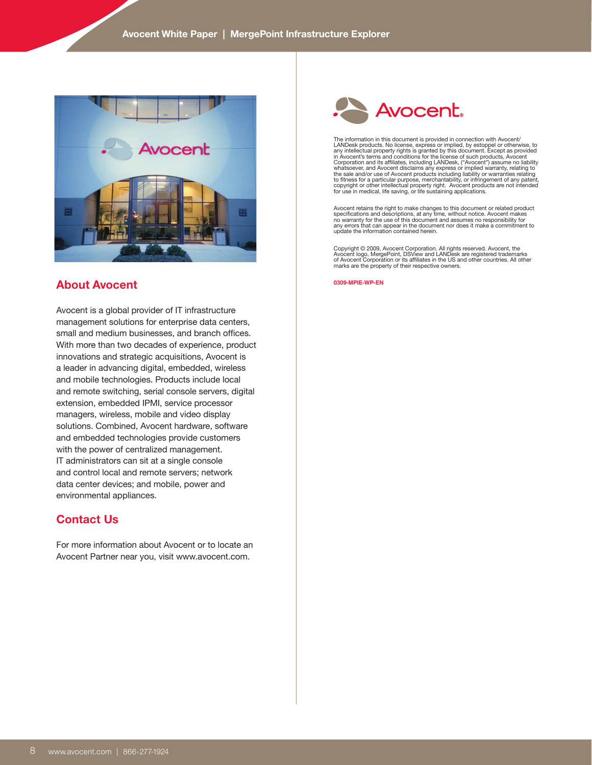## About Avocent

Avocent is a global provider of IT infrastructure management solutions for enterprise data centers, small and medium businesses, and branch offices. With more than two decades of experience, product innovations and strategic acquisitions, Avocent is a leader in advancing digital, embedded, wireless and mobile technologies. Products include local and remote switching, serial console servers, digital extension, embedded IPMI, service processor managers, wireless, mobile and video display solutions. Combined, Avocent hardware, software and embedded technologies provide customers with the power of centralized management. IT administrators can sit at a single console and control local and remote servers; network data center devices; and mobile, power and environmental appliances.

## Contact Us

For more information about Avocent or to locate an Avocent Partner near you, visit www.avocent.com.

The information in this document is provided in connection with Avocent/LANDesk products. No license, express or implied, by estoppel or otherwise, to any intellectual property rights is granted by this document. Except as provided in Avocent's terms and conditions for the license of such products, Avocent Corporation and its affiliates, including LANDesk, ("Avocent") assume no liability whatsoever, and Avocent disclaims any express or implied warranty, relating to the sale and/or use of Avocent products including liability or warranties relating to fitness for a particular purpose, merchantability, or infringement of any patent, copyright or other intellectual property right. Avocent products are not intended for use in medical, life saving, or life sustaining applications.

Avocent retains the right to make changes to this document or related product specifications and descriptions, at any time, without notice. Avocent makes no warranty for the use of this document and assumes no responsibility for any errors that can appear in the document nor does it make a commitment to update the information contained herein.

Copyright © 2009, Avocent Corporation. All rights reserved. Avocent, the Avocent logo, MergePoint, DSView and LANDesk are registered trademarks of Avocent Corporation or its affiliates in the US and other countries. All other marks are the property of their respective owners.

**0309-MPIE-WP-EN**